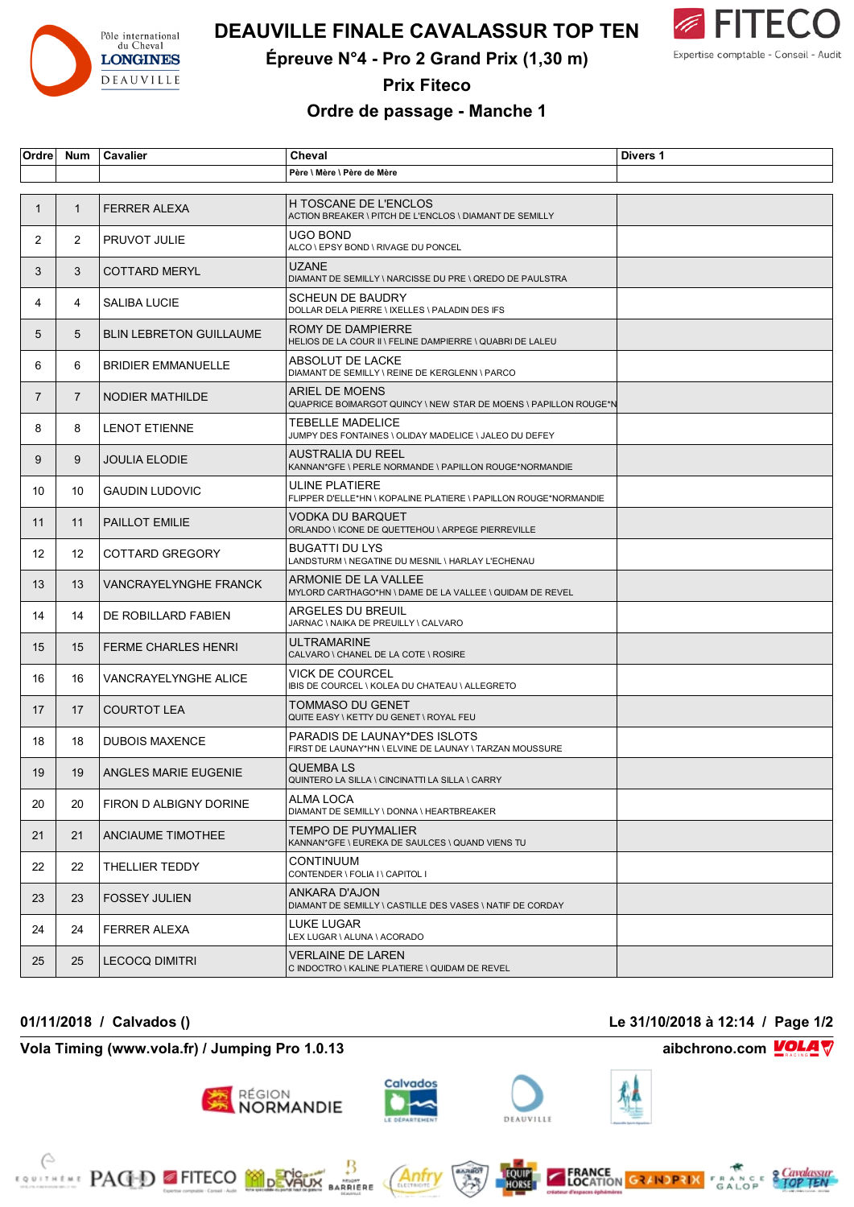# DEAUVILLE FINALE CAVALASSUR TOP TEN

## Épreuve N°4 - Pro 2 Grand Prix (1,30 m)

### Prix Fiteco

### Ordre de passage - Manche 1

| Ordre | Num | Cavalier | Cheval<br>Père \ Mère \ Père de Mère | Divers 1 |
|---|---|---|---|---|
| 1 | 1 | FERRER ALEXA | H TOSCANE DE L'ENCLOS<br>ACTION BREAKER \ PITCH DE L'ENCLOS \ DIAMANT DE SEMILLY | |
| 2 | 2 | PRUVOT JULIE | UGO BOND<br>ALCO \ EPSY BOND \ RIVAGE DU PONCEL | |
| 3 | 3 | COTTARD MERYL | UZANE<br>DIAMANT DE SEMILLY \ NARCISSE DU PRE \ QREDO DE PAULSTRA | |
| 4 | 4 | SALIBA LUCIE | SCHEUN DE BAUDRY<br>DOLLAR DELA PIERRE \ IXELLES \ PALADIN DES IFS | |
| 5 | 5 | BLIN LEBRETON GUILLAUME | ROMY DE DAMPIERRE<br>HELIOS DE LA COUR II \ FELINE DAMPIERRE \ QUABRI DE LALEU | |
| 6 | 6 | BRIDIER EMMANUELLE | ABSOLUT DE LACKE<br>DIAMANT DE SEMILLY \ REINE DE KERGLENN \ PARCO | |
| 7 | 7 | NODIER MATHILDE | ARIEL DE MOENS<br>QUAPRICE BOIMARGOT QUINCY \ NEW STAR DE MOENS \ PAPILLON ROUGE*N | |
| 8 | 8 | LENOT ETIENNE | TEBELLE MADELICE<br>JUMPY DES FONTAINES \ OLIDAY MADELICE \ JALEO DU DEFEY | |
| 9 | 9 | JOULIA ELODIE | AUSTRALIA DU REEL<br>KANNAN*GFE \ PERLE NORMANDE \ PAPILLON ROUGE*NORMANDIE | |
| 10 | 10 | GAUDIN LUDOVIC | ULINE PLATIERE<br>FLIPPER D'ELLE*HN \ KOPALINE PLATIERE \ PAPILLON ROUGE*NORMANDIE | |
| 11 | 11 | PAILLOT EMILIE | VODKA DU BARQUET<br>ORLANDO \ ICONE DE QUETTEHOU \ ARPEGE PIERREVILLE | |
| 12 | 12 | COTTARD GREGORY | BUGATTI DU LYS<br>LANDSTURM \ NEGATINE DU MESNIL \ HARLAY L'ECHENAU | |
| 13 | 13 | VANCRAYELYNGHE FRANCK | ARMONIE DE LA VALLEE<br>MYLORD CARTHAGO*HN \ DAME DE LA VALLEE \ QUIDAM DE REVEL | |
| 14 | 14 | DE ROBILLARD FABIEN | ARGELES DU BREUIL<br>JARNAC \ NAIKA DE PREUILLY \ CALVARO | |
| 15 | 15 | FERME CHARLES HENRI | ULTRAMARINE<br>CALVARO \ CHANEL DE LA COTE \ ROSIRE | |
| 16 | 16 | VANCRAYELYNGHE ALICE | VICK DE COURCEL<br>IBIS DE COURCEL \ KOLEA DU CHATEAU \ ALLEGRETO | |
| 17 | 17 | COURTOT LEA | TOMMASO DU GENET<br>QUITE EASY \ KETTY DU GENET \ ROYAL FEU | |
| 18 | 18 | DUBOIS MAXENCE | PARADIS DE LAUNAY*DES ISLOTS<br>FIRST DE LAUNAY*HN \ ELVINE DE LAUNAY \ TARZAN MOUSSURE | |
| 19 | 19 | ANGLES MARIE EUGENIE | QUEMBA LS<br>QUINTERO LA SILLA \ CINCINATTI LA SILLA \ CARRY | |
| 20 | 20 | FIRON D ALBIGNY DORINE | ALMA LOCA<br>DIAMANT DE SEMILLY \ DONNA \ HEARTBREAKER | |
| 21 | 21 | ANCIAUME TIMOTHEE | TEMPO DE PUYMALIER<br>KANNAN*GFE \ EUREKA DE SAULCES \ QUAND VIENS TU | |
| 22 | 22 | THELLIER TEDDY | CONTINUUM<br>CONTENDER \ FOLIA I \ CAPITOL I | |
| 23 | 23 | FOSSEY JULIEN | ANKARA D'AJON<br>DIAMANT DE SEMILLY \ CASTILLE DES VASES \ NATIF DE CORDAY | |
| 24 | 24 | FERRER ALEXA | LUKE LUGAR<br>LEX LUGAR \ ALUNA \ ACORADO | |
| 25 | 25 | LECOCQ DIMITRI | VERLAINE DE LAREN<br>C INDOCTRO \ KALINE PLATIERE \ QUIDAM DE REVEL | |

**01/11/2018 / Calvados ()** — **Le 31/10/2018 à 12:14**

**Vola Timing (www.vola.fr) / Jumping Pro 1.0.13** — **aibchrono.com**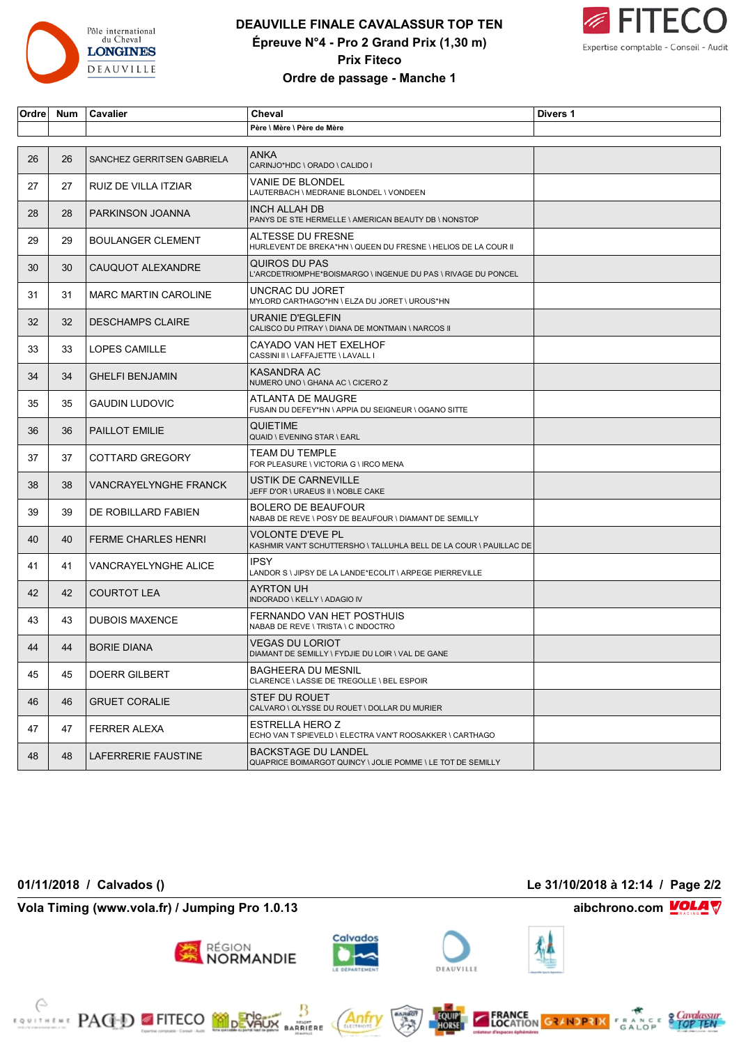# DEAUVILLE FINALE CAVALASSUR TOP TEN
## Épreuve N°4 - Pro 2 Grand Prix (1,30 m)
## Prix Fiteco
## Ordre de passage - Manche 1

| Ordre | Num | Cavalier | Cheval<br>Père \ Mère \ Père de Mère | Divers 1 |
|---|---|---|---|---|
| 26 | 26 | SANCHEZ GERRITSEN GABRIELA | ANKA<br>CARINJO*HDC \ ORADO \ CALIDO I | |
| 27 | 27 | RUIZ DE VILLA ITZIAR | VANIE DE BLONDEL<br>LAUTERBACH \ MEDRANIE BLONDEL \ VONDEEN | |
| 28 | 28 | PARKINSON JOANNA | INCH ALLAH DB<br>PANYS DE STE HERMELLE \ AMERICAN BEAUTY DB \ NONSTOP | |
| 29 | 29 | BOULANGER CLEMENT | ALTESSE DU FRESNE<br>HURLEVENT DE BREKA*HN \ QUEEN DU FRESNE \ HELIOS DE LA COUR II | |
| 30 | 30 | CAUQUOT ALEXANDRE | QUIROS DU PAS<br>L'ARCDETRIOMPHE*BOISMARGO \ INGENUE DU PAS \ RIVAGE DU PONCEL | |
| 31 | 31 | MARC MARTIN CAROLINE | UNCRAC DU JORET<br>MYLORD CARTHAGO*HN \ ELZA DU JORET \ UROUS*HN | |
| 32 | 32 | DESCHAMPS CLAIRE | URANIE D'EGLEFIN<br>CALISCO DU PITRAY \ DIANA DE MONTMAIN \ NARCOS II | |
| 33 | 33 | LOPES CAMILLE | CAYADO VAN HET EXELHOF<br>CASSINI II \ LAFFAJETTE \ LAVALL I | |
| 34 | 34 | GHELFI BENJAMIN | KASANDRA AC<br>NUMERO UNO \ GHANA AC \ CICERO Z | |
| 35 | 35 | GAUDIN LUDOVIC | ATLANTA DE MAUGRE<br>FUSAIN DU DEFEY*HN \ APPIA DU SEIGNEUR \ OGANO SITTE | |
| 36 | 36 | PAILLOT EMILIE | QUIETIME<br>QUAID \ EVENING STAR \ EARL | |
| 37 | 37 | COTTARD GREGORY | TEAM DU TEMPLE<br>FOR PLEASURE \ VICTORIA G \ IRCO MENA | |
| 38 | 38 | VANCRAYELYNGHE FRANCK | USTIK DE CARNEVILLE<br>JEFF D'OR \ URAEUS II \ NOBLE CAKE | |
| 39 | 39 | DE ROBILLARD FABIEN | BOLERO DE BEAUFOUR<br>NABAB DE REVE \ POSY DE BEAUFOUR \ DIAMANT DE SEMILLY | |
| 40 | 40 | FERME CHARLES HENRI | VOLONTE D'EVE PL<br>KASHMIR VAN'T SCHUTTERSHO \ TALLUHLA BELL DE LA COUR \ PAUILLAC DE | |
| 41 | 41 | VANCRAYELYNGHE ALICE | IPSY<br>LANDOR S \ JIPSY DE LA LANDE*ECOLIT \ ARPEGE PIERREVILLE | |
| 42 | 42 | COURTOT LEA | AYRTON UH<br>INDORADO \ KELLY \ ADAGIO IV | |
| 43 | 43 | DUBOIS MAXENCE | FERNANDO VAN HET POSTHUIS<br>NABAB DE REVE \ TRISTA \ C INDOCTRO | |
| 44 | 44 | BORIE DIANA | VEGAS DU LORIOT<br>DIAMANT DE SEMILLY \ FYDJIE DU LOIR \ VAL DE GANE | |
| 45 | 45 | DOERR GILBERT | BAGHEERA DU MESNIL<br>CLARENCE \ LASSIE DE TREGOLLE \ BEL ESPOIR | |
| 46 | 46 | GRUET CORALIE | STEF DU ROUET<br>CALVARO \ OLYSSE DU ROUET \ DOLLAR DU MURIER | |
| 47 | 47 | FERRER ALEXA | ESTRELLA HERO Z<br>ECHO VAN T SPIEVELD \ ELECTRA VAN'T ROOSAKKER \ CARTHAGO | |
| 48 | 48 | LAFERRERIE FAUSTINE | BACKSTAGE DU LANDEL<br>QUAPRICE BOIMARGOT QUINCY \ JOLIE POMME \ LE TOT DE SEMILLY | |

**01/11/2018 / Calvados ()** — **Le 31/10/2018 à 12:14**

**Vola Timing (www.vola.fr) / Jumping Pro 1.0.13** — **aibchrono.com**